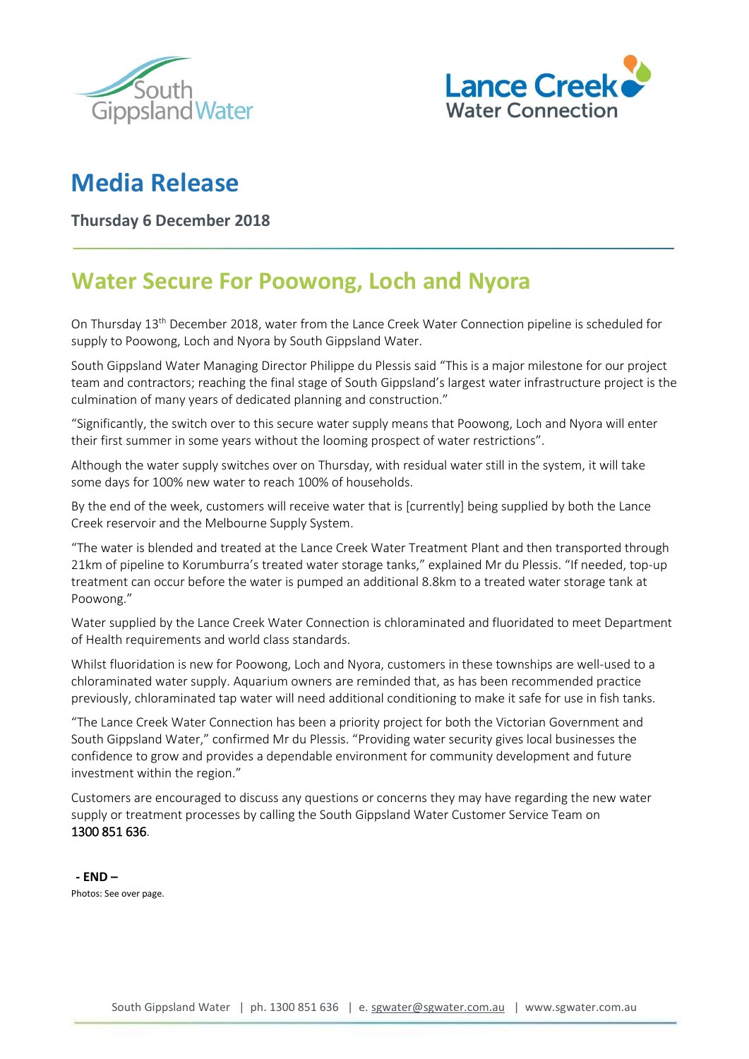# Media Release

**Thursday 6 December 2018**

## Water Secure For Poowong, Loch and Nyora

On Thursday 13th December 2018, water from the Lance Creek Water Connection pipeline is scheduled for supply to Poowong, Loch and Nyora by South Gippsland Water.

South Gippsland Water Managing Director Philippe du Plessis said "This is a major milestone for our project team and contractors; reaching the final stage of South Gippsland's largest water infrastructure project is the culmination of many years of dedicated planning and construction."

"Significantly, the switch over to this secure water supply means that Poowong, Loch and Nyora will enter their first summer in some years without the looming prospect of water restrictions".

Although the water supply switches over on Thursday, with residual water still in the system, it will take some days for 100% new water to reach 100% of households.

By the end of the week, customers will receive water that is [currently] being supplied by both the Lance Creek reservoir and the Melbourne Supply System.

"The water is blended and treated at the Lance Creek Water Treatment Plant and then transported through 21km of pipeline to Korumburra's treated water storage tanks," explained Mr du Plessis. "If needed, top-up treatment can occur before the water is pumped an additional 8.8km to a treated water storage tank at Poowong."

Water supplied by the Lance Creek Water Connection is chloraminated and fluoridated to meet Department of Health requirements and world class standards.

Whilst fluoridation is new for Poowong, Loch and Nyora, customers in these townships are well-used to a chloraminated water supply. Aquarium owners are reminded that, as has been recommended practice previously, chloraminated tap water will need additional conditioning to make it safe for use in fish tanks.

"The Lance Creek Water Connection has been a priority project for both the Victorian Government and South Gippsland Water," confirmed Mr du Plessis. "Providing water security gives local businesses the confidence to grow and provides a dependable environment for community development and future investment within the region."

Customers are encouraged to discuss any questions or concerns they may have regarding the new water supply or treatment processes by calling the South Gippsland Water Customer Service Team on 1300 851 636.

**- END –**

Photos: See over page.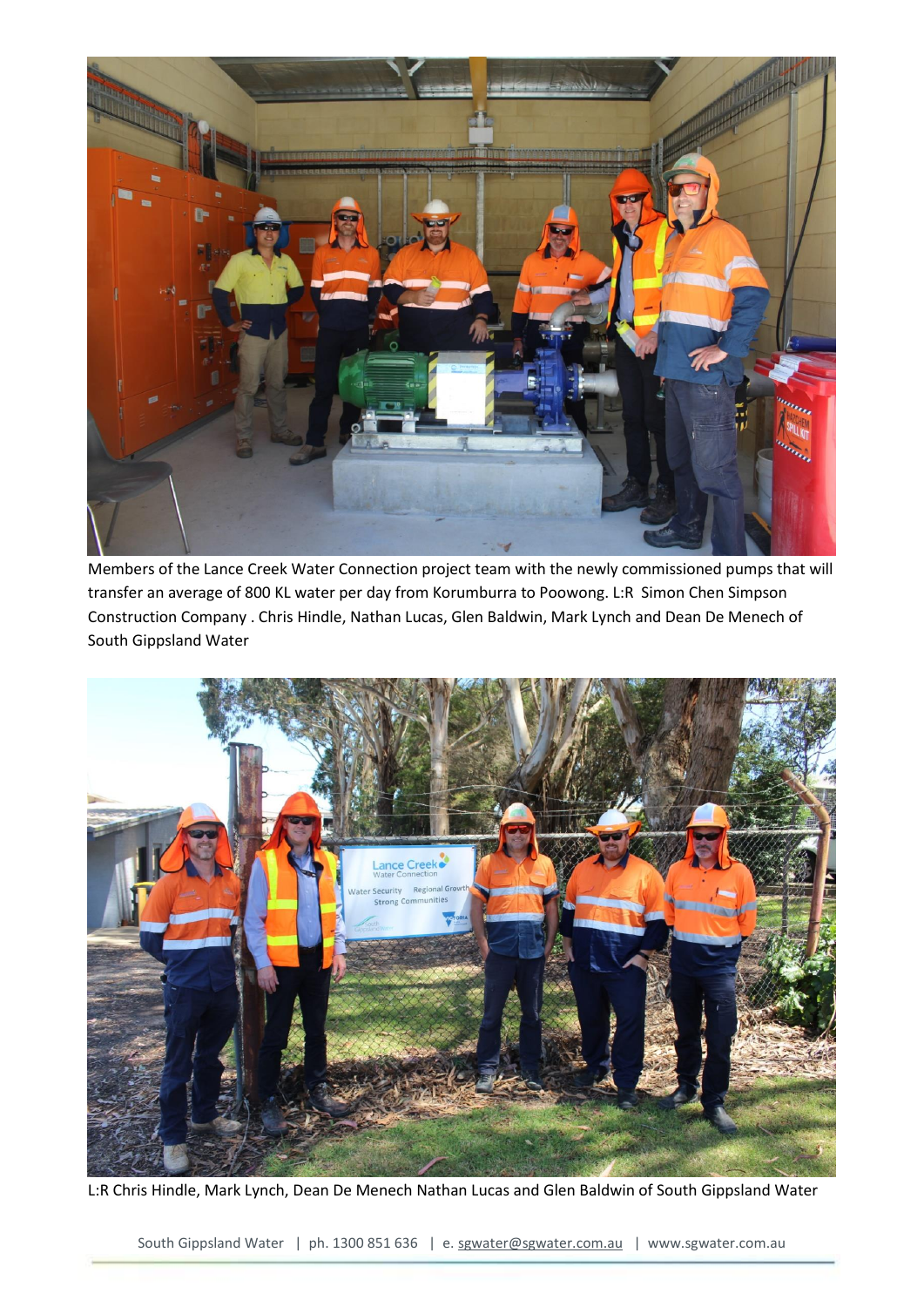Members of the Lance Creek Water Connection project team with the newly commissioned pumps that will transfer an average of 800 KL water per day from Korumburra to Poowong. L:R  Simon Chen Simpson Construction Company . Chris Hindle, Nathan Lucas, Glen Baldwin, Mark Lynch and Dean De Menech of South Gippsland Water

L:R Chris Hindle, Mark Lynch, Dean De Menech Nathan Lucas and Glen Baldwin of South Gippsland Water